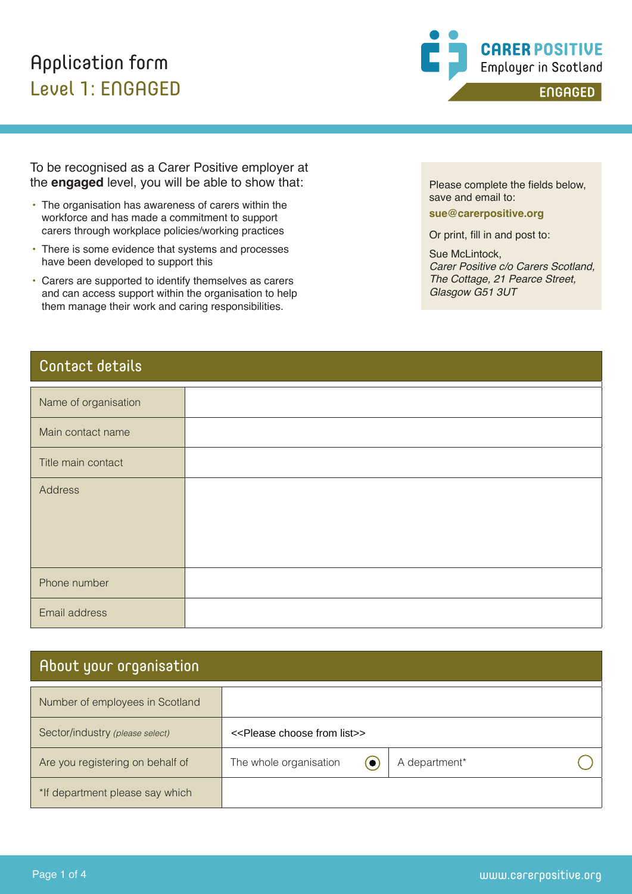# Application form

## Level 1: ENGAGED

CARER POSITIVE
Employer in Scotland
ENGAGED

To be recognised as a Carer Positive employer at the **engaged** level, you will be able to show that:

- The organisation has awareness of carers within the workforce and has made a commitment to support carers through workplace policies/working practices
- There is some evidence that systems and processes have been developed to support this
- Carers are supported to identify themselves as carers and can access support within the organisation to help them manage their work and caring responsibilities.

Please complete the fields below, save and email to:

**sue@carerpositive.org**

Or print, fill in and post to:

Sue McLintock,
*Carer Positive c/o Carers Scotland,*
*The Cottage, 21 Pearce Street,*
*Glasgow G51 3UT*

## Contact details

| | |
|---|---|
| Name of organisation | |
| Main contact name | |
| Title main contact | |
| Address | |
| Phone number | |
| Email address | |

## About your organisation

| | | |
|---|---|---|
| Number of employees in Scotland | | |
| Sector/industry *(please select)* | <<Please choose from list>> | |
| Are you registering on behalf of | The whole organisation ◉ | A department* ○ |
| *If department please say which | | |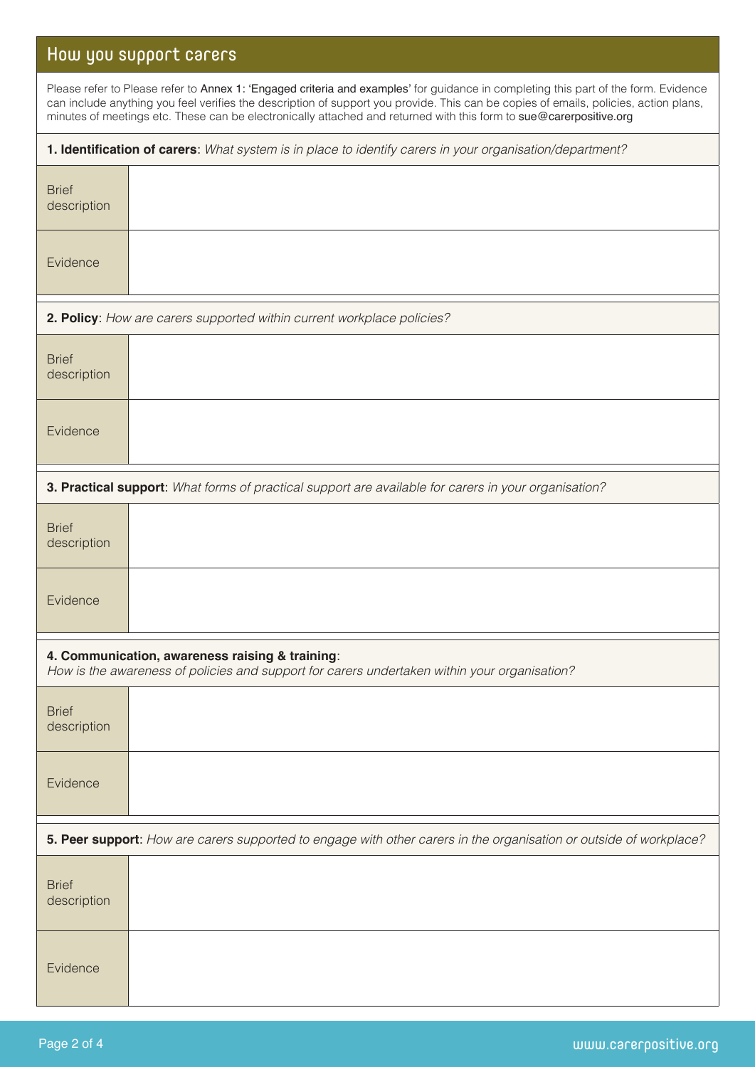## How you support carers

Please refer to Please refer to Annex 1: 'Engaged criteria and examples' for guidance in completing this part of the form. Evidence can include anything you feel verifies the description of support you provide. This can be copies of emails, policies, action plans, minutes of meetings etc. These can be electronically attached and returned with this form to sue@carerpositive.org

**1. Identification of carers**: *What system is in place to identify carers in your organisation/department?*

| | |
|---|---|
| Brief description | |
| Evidence | |

**2. Policy**: *How are carers supported within current workplace policies?*

| | |
|---|---|
| Brief description | |
| Evidence | |

**3. Practical support**: *What forms of practical support are available for carers in your organisation?*

| | |
|---|---|
| Brief description | |
| Evidence | |

**4. Communication, awareness raising & training**:
*How is the awareness of policies and support for carers undertaken within your organisation?*

| | |
|---|---|
| Brief description | |
| Evidence | |

**5. Peer support**: *How are carers supported to engage with other carers in the organisation or outside of workplace?*

| | |
|---|---|
| Brief description | |
| Evidence | |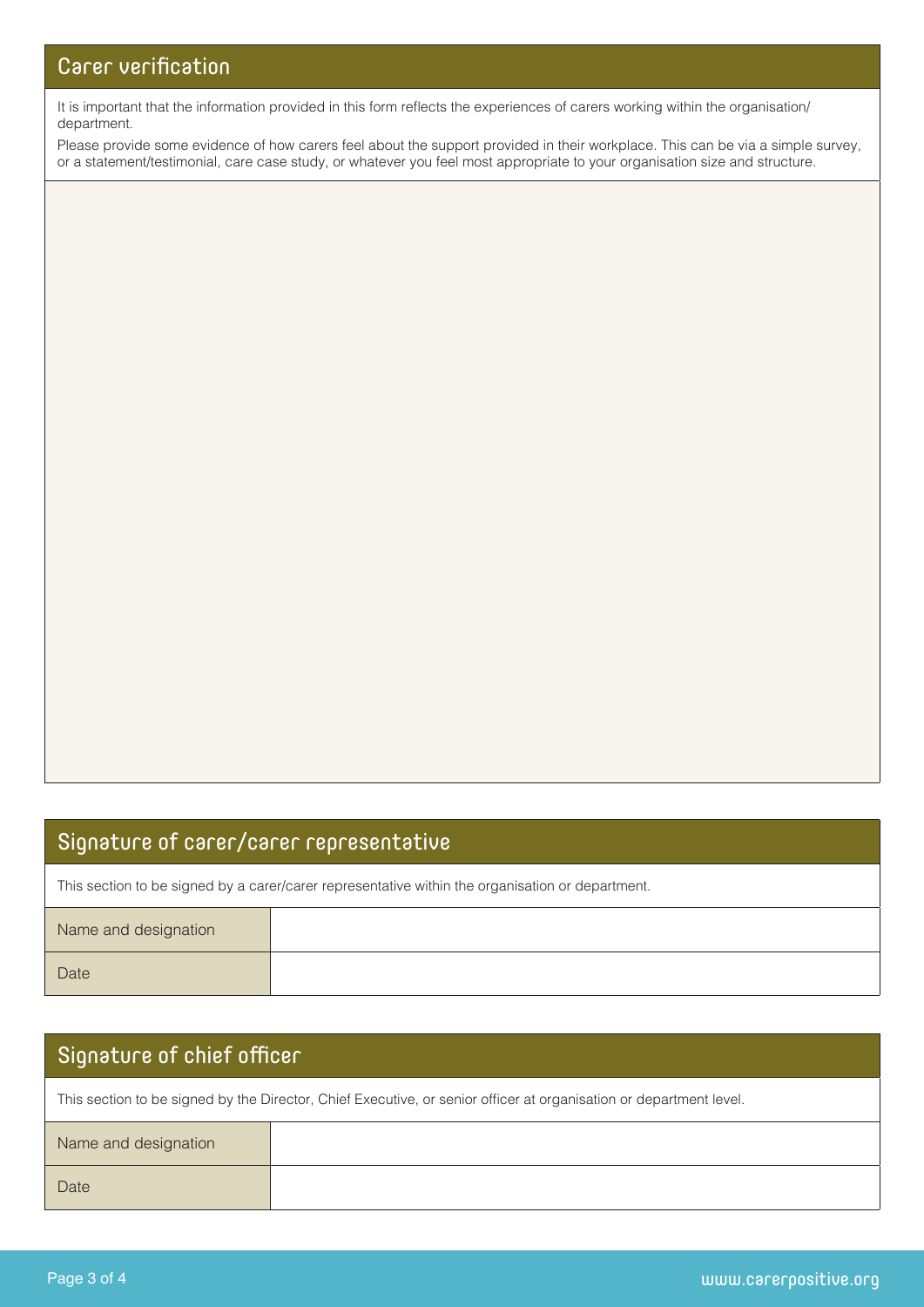## Carer verification

It is important that the information provided in this form reflects the experiences of carers working within the organisation/department.

Please provide some evidence of how carers feel about the support provided in their workplace. This can be via a simple survey, or a statement/testimonial, care case study, or whatever you feel most appropriate to your organisation size and structure.

## Signature of carer/carer representative

This section to be signed by a carer/carer representative within the organisation or department.

| Name and designation | |
| --- | --- |
| Date | |

## Signature of chief officer

This section to be signed by the Director, Chief Executive, or senior officer at organisation or department level.

| Name and designation | |
| --- | --- |
| Date | |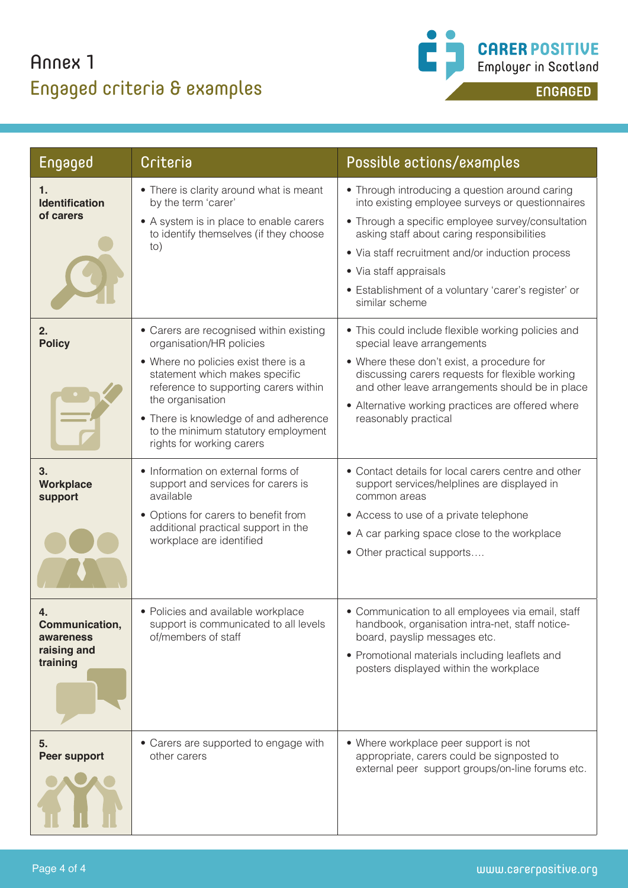# Annex 1
## Engaged criteria & examples

CARER POSITIVE Employer in Scotland — ENGAGED

| Engaged | Criteria | Possible actions/examples |
|---|---|---|
| **1. Identification of carers** | • There is clarity around what is meant by the term 'carer'<br>• A system is in place to enable carers to identify themselves (if they choose to) | • Through introducing a question around caring into existing employee surveys or questionnaires<br>• Through a specific employee survey/consultation asking staff about caring responsibilities<br>• Via staff recruitment and/or induction process<br>• Via staff appraisals<br>• Establishment of a voluntary 'carer's register' or similar scheme |
| **2. Policy** | • Carers are recognised within existing organisation/HR policies<br>• Where no policies exist there is a statement which makes specific reference to supporting carers within the organisation<br>• There is knowledge of and adherence to the minimum statutory employment rights for working carers | • This could include flexible working policies and special leave arrangements<br>• Where these don't exist, a procedure for discussing carers requests for flexible working and other leave arrangements should be in place<br>• Alternative working practices are offered where reasonably practical |
| **3. Workplace support** | • Information on external forms of support and services for carers is available<br>• Options for carers to benefit from additional practical support in the workplace are identified | • Contact details for local carers centre and other support services/helplines are displayed in common areas<br>• Access to use of a private telephone<br>• A car parking space close to the workplace<br>• Other practical supports…. |
| **4. Communication, awareness raising and training** | • Policies and available workplace support is communicated to all levels of/members of staff | • Communication to all employees via email, staff handbook, organisation intra-net, staff notice-board, payslip messages etc.<br>• Promotional materials including leaflets and posters displayed within the workplace |
| **5. Peer support** | • Carers are supported to engage with other carers | • Where workplace peer support is not appropriate, carers could be signposted to external peer support groups/on-line forums etc. |

www.carerpositive.org